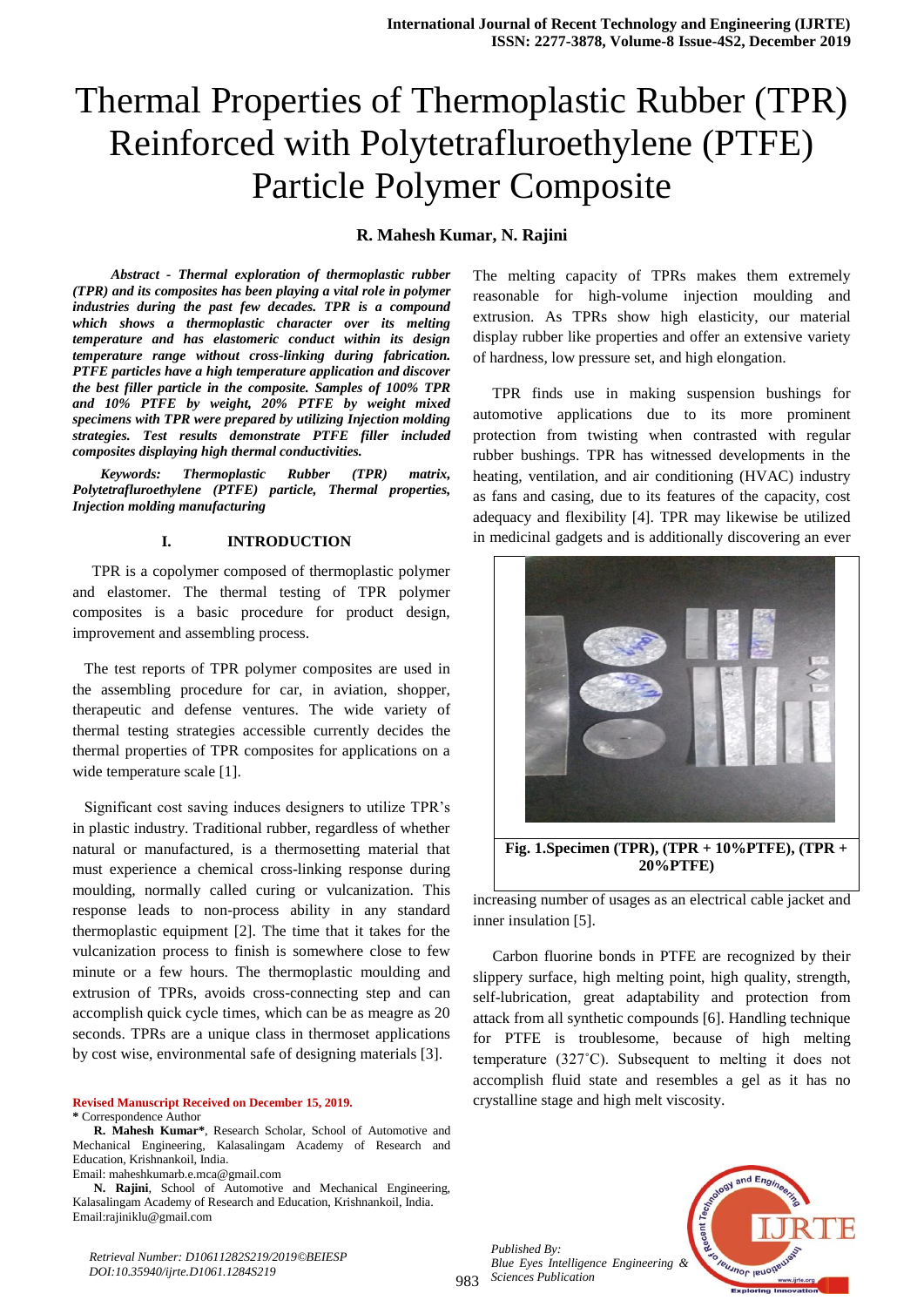# Thermal Properties of Thermoplastic Rubber (TPR) Reinforced with Polytetrafluroethylene (PTFE) Particle Polymer Composite

**R. Mahesh Kumar, N. Rajini**

***Abstract - Thermal exploration of thermoplastic rubber (TPR) and its composites has been playing a vital role in polymer industries during the past few decades. TPR is a compound which shows a thermoplastic character over its melting temperature and has elastomeric conduct within its design temperature range without cross-linking during fabrication. PTFE particles have a high temperature application and discover the best filler particle in the composite. Samples of 100% TPR and 10% PTFE by weight, 20% PTFE by weight mixed specimens with TPR were prepared by utilizing Injection molding strategies. Test results demonstrate PTFE filler included composites displaying high thermal conductivities.***

***Keywords: Thermoplastic Rubber (TPR) matrix, Polytetrafluroethylene (PTFE) particle, Thermal properties, Injection molding manufacturing***

## I. INTRODUCTION

TPR is a copolymer composed of thermoplastic polymer and elastomer. The thermal testing of TPR polymer composites is a basic procedure for product design, improvement and assembling process.

The test reports of TPR polymer composites are used in the assembling procedure for car, in aviation, shopper, therapeutic and defense ventures. The wide variety of thermal testing strategies accessible currently decides the thermal properties of TPR composites for applications on a wide temperature scale [1].

Significant cost saving induces designers to utilize TPR's in plastic industry. Traditional rubber, regardless of whether natural or manufactured, is a thermosetting material that must experience a chemical cross-linking response during moulding, normally called curing or vulcanization. This response leads to non-process ability in any standard thermoplastic equipment [2]. The time that it takes for the vulcanization process to finish is somewhere close to few minute or a few hours. The thermoplastic moulding and extrusion of TPRs, avoids cross-connecting step and can accomplish quick cycle times, which can be as meagre as 20 seconds. TPRs are a unique class in thermoset applications by cost wise, environmental safe of designing materials [3].

**Revised Manuscript Received on December 15, 2019.**

**\*** Correspondence Author

**R. Mahesh Kumar\***, Research Scholar, School of Automotive and Mechanical Engineering, Kalasalingam Academy of Research and Education, Krishnankoil, India.
Email: maheshkumarb.e.mca@gmail.com

**N. Rajini**, School of Automotive and Mechanical Engineering, Kalasalingam Academy of Research and Education, Krishnankoil, India.
Email:rajiniklu@gmail.com

The melting capacity of TPRs makes them extremely reasonable for high-volume injection moulding and extrusion. As TPRs show high elasticity, our material display rubber like properties and offer an extensive variety of hardness, low pressure set, and high elongation.

TPR finds use in making suspension bushings for automotive applications due to its more prominent protection from twisting when contrasted with regular rubber bushings. TPR has witnessed developments in the heating, ventilation, and air conditioning (HVAC) industry as fans and casing, due to its features of the capacity, cost adequacy and flexibility [4]. TPR may likewise be utilized in medicinal gadgets and is additionally discovering an ever increasing number of usages as an electrical cable jacket and inner insulation [5].

**Fig. 1.Specimen (TPR), (TPR + 10%PTFE), (TPR + 20%PTFE)**

Carbon fluorine bonds in PTFE are recognized by their slippery surface, high melting point, high quality, strength, self-lubrication, great adaptability and protection from attack from all synthetic compounds [6]. Handling technique for PTFE is troublesome, because of high melting temperature (327˚C). Subsequent to melting it does not accomplish fluid state and resembles a gel as it has no crystalline stage and high melt viscosity.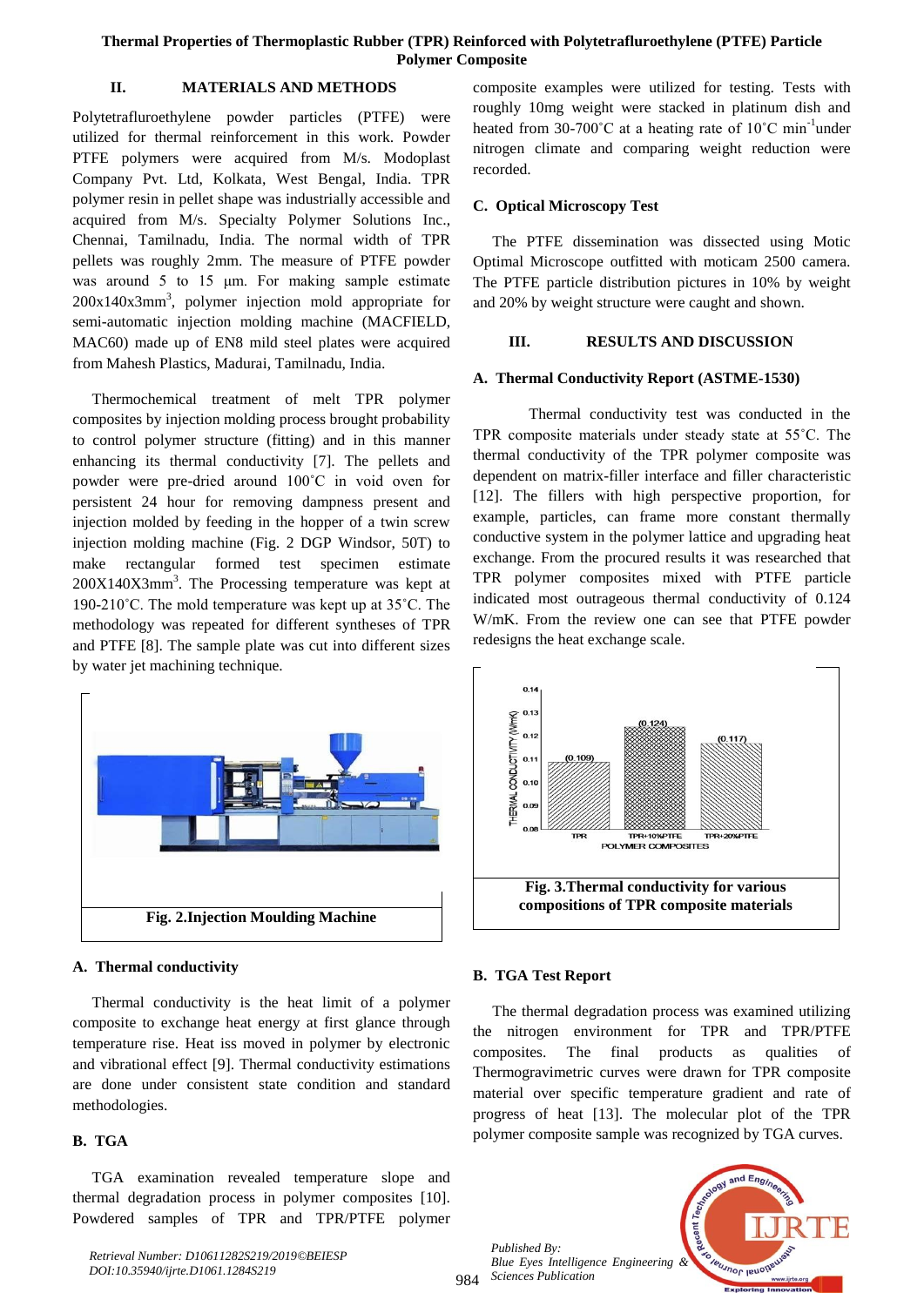## II. MATERIALS AND METHODS

Polytetrafluroethylene powder particles (PTFE) were utilized for thermal reinforcement in this work. Powder PTFE polymers were acquired from M/s. Modoplast Company Pvt. Ltd, Kolkata, West Bengal, India. TPR polymer resin in pellet shape was industrially accessible and acquired from M/s. Specialty Polymer Solutions Inc., Chennai, Tamilnadu, India. The normal width of TPR pellets was roughly 2mm. The measure of PTFE powder was around 5 to 15 µm. For making sample estimate $200x140x3mm^3$, polymer injection mold appropriate for semi-automatic injection molding machine (MACFIELD, MAC60) made up of EN8 mild steel plates were acquired from Mahesh Plastics, Madurai, Tamilnadu, India.

Thermochemical treatment of melt TPR polymer composites by injection molding process brought probability to control polymer structure (fitting) and in this manner enhancing its thermal conductivity [7]. The pellets and powder were pre-dried around 100˚C in void oven for persistent 24 hour for removing dampness present and injection molded by feeding in the hopper of a twin screw injection molding machine (Fig. 2 DGP Windsor, 50T) to make rectangular formed test specimen estimate $200X140X3mm^3$. The Processing temperature was kept at 190-210˚C. The mold temperature was kept up at 35˚C. The methodology was repeated for different syntheses of TPR and PTFE [8]. The sample plate was cut into different sizes by water jet machining technique.

**Fig. 2.Injection Moulding Machine**

### A. Thermal conductivity

Thermal conductivity is the heat limit of a polymer composite to exchange heat energy at first glance through temperature rise. Heat iss moved in polymer by electronic and vibrational effect [9]. Thermal conductivity estimations are done under consistent state condition and standard methodologies.

### B. TGA

TGA examination revealed temperature slope and thermal degradation process in polymer composites [10]. Powdered samples of TPR and TPR/PTFE polymer composite examples were utilized for testing. Tests with roughly 10mg weight were stacked in platinum dish and heated from 30-700˚C at a heating rate of 10˚C min$^{-1}$under nitrogen climate and comparing weight reduction were recorded.

### C. Optical Microscopy Test

The PTFE dissemination was dissected using Motic Optimal Microscope outfitted with moticam 2500 camera. The PTFE particle distribution pictures in 10% by weight and 20% by weight structure were caught and shown.

## III. RESULTS AND DISCUSSION

### A. Thermal Conductivity Report (ASTME-1530)

Thermal conductivity test was conducted in the TPR composite materials under steady state at 55˚C. The thermal conductivity of the TPR polymer composite was dependent on matrix-filler interface and filler characteristic [12]. The fillers with high perspective proportion, for example, particles, can frame more constant thermally conductive system in the polymer lattice and upgrading heat exchange. From the procured results it was researched that TPR polymer composites mixed with PTFE particle indicated most outrageous thermal conductivity of 0.124 W/mK. From the review one can see that PTFE powder redesigns the heat exchange scale.

**Fig. 3.Thermal conductivity for various compositions of TPR composite materials**

### B. TGA Test Report

The thermal degradation process was examined utilizing the nitrogen environment for TPR and TPR/PTFE composites. The final products as qualities of Thermogravimetric curves were drawn for TPR composite material over specific temperature gradient and rate of progress of heat [13]. The molecular plot of the TPR polymer composite sample was recognized by TGA curves.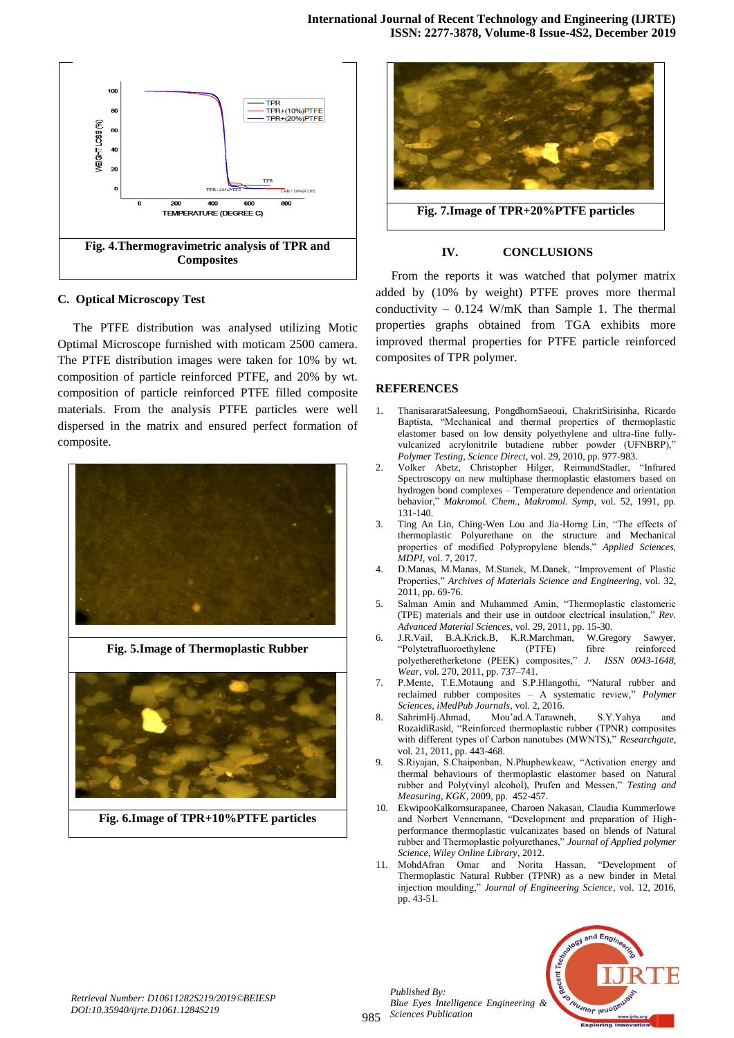Fig. 4.Thermogravimetric analysis of TPR and Composites

### C. Optical Microscopy Test

The PTFE distribution was analysed utilizing Motic Optimal Microscope furnished with moticam 2500 camera. The PTFE distribution images were taken for 10% by wt. composition of particle reinforced PTFE, and 20% by wt. composition of particle reinforced PTFE filled composite materials. From the analysis PTFE particles were well dispersed in the matrix and ensured perfect formation of composite.

Fig. 5.Image of Thermoplastic Rubber

Fig. 6.Image of TPR+10%PTFE particles

Fig. 7.Image of TPR+20%PTFE particles

## IV. CONCLUSIONS

From the reports it was watched that polymer matrix added by (10% by weight) PTFE proves more thermal conductivity – 0.124 W/mK than Sample 1. The thermal properties graphs obtained from TGA exhibits more improved thermal properties for PTFE particle reinforced composites of TPR polymer.

## REFERENCES

1. ThanisararatSaleesung, PongdhornSaeoui, ChakritSirisinha, Ricardo Baptista, "Mechanical and thermal properties of thermoplastic elastomer based on low density polyethylene and ultra-fine fully-vulcanized acrylonitrile butadiene rubber powder (UFNBRP)," *Polymer Testing, Science Direct*, vol. 29, 2010, pp. 977-983.
2. Volker Abetz, Christopher Hilger, ReimundStadler, "Infrared Spectroscopy on new multiphase thermoplastic elastomers based on hydrogen bond complexes – Temperature dependence and orientation behavior," *Makromol. Chem., Makromol. Symp*, vol. 52, 1991, pp. 131-140.
3. Ting An Lin, Ching-Wen Lou and Jia-Horng Lin, "The effects of thermoplastic Polyurethane on the structure and Mechanical properties of modified Polypropylene blends," *Applied Sciences, MDPI*, vol. 7, 2017.
4. D.Manas, M.Manas, M.Stanek, M.Danek, "Improvement of Plastic Properties," *Archives of Materials Science and Engineering*, vol. 32, 2011, pp. 69-76.
5. Salman Amin and Muhammed Amin, "Thermoplastic elastomeric (TPE) materials and their use in outdoor electrical insulation," *Rev. Advanced Material Sciences*, vol. 29, 2011, pp. 15-30.
6. J.R.Vail, B.A.Krick.B, K.R.Marchman, W.Gregory Sawyer, "Polytetrafluoroethylene (PTFE) fibre reinforced polyetheretherketone (PEEK) composites," *J. ISSN 0043-1648, Wear*, vol. 270, 2011, pp. 737–741.
7. P.Mente, T.E.Motaung and S.P.Hlangothi, "Natural rubber and reclaimed rubber composites – A systematic review," *Polymer Sciences, iMedPub Journals*, vol. 2, 2016.
8. SahrimHj.Ahmad, Mou'ad.A.Tarawneh, S.Y.Yahya and RozaidiRasid, "Reinforced thermoplastic rubber (TPNR) composites with different types of Carbon nanotubes (MWNTS)," *Researchgate*, vol. 21, 2011, pp. 443-468.
9. S.Riyajan, S.Chaiponban, N.Phuphewkeaw, "Activation energy and thermal behaviours of thermoplastic elastomer based on Natural rubber and Poly(vinyl alcohol), Prufen and Messen," *Testing and Measuring, KGK*, 2009, pp. 452-457.
10. EkwipooKalkornsurapanee, Charoen Nakasan, Claudia Kummerlowe and Norbert Vennemann, "Development and preparation of High-performance thermoplastic vulcanizates based on blends of Natural rubber and Thermoplastic polyurethanes," *Journal of Applied polymer Science, Wiley Online Library*, 2012.
11. MohdAfran Omar and Norita Hassan, "Development of Thermoplastic Natural Rubber (TPNR) as a new binder in Metal injection moulding," *Journal of Engineering Science*, vol. 12, 2016, pp. 43-51.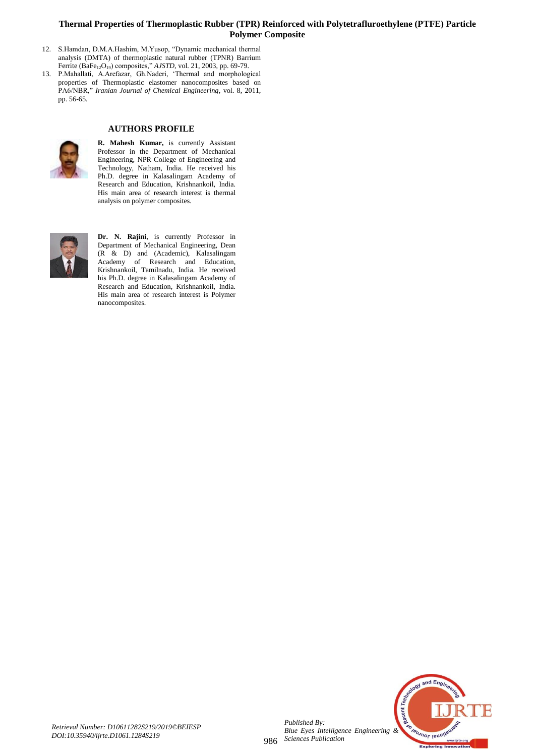12. S.Hamdan, D.M.A.Hashim, M.Yusop, "Dynamic mechanical thermal analysis (DMTA) of thermoplastic natural rubber (TPNR) Barrium Ferrite ($BaFe_{12}O_{19}$) composites," *AJSTD*, vol. 21, 2003, pp. 69-79.
13. P.Mahallati, A.Arefazar, Gh.Naderi, 'Thermal and morphological properties of Thermoplastic elastomer nanocomposites based on PA6/NBR," *Iranian Journal of Chemical Engineering*, vol. 8, 2011, pp. 56-65.

## AUTHORS PROFILE

**R. Mahesh Kumar,** is currently Assistant Professor in the Department of Mechanical Engineering, NPR College of Engineering and Technology, Natham, India. He received his Ph.D. degree in Kalasalingam Academy of Research and Education, Krishnankoil, India. His main area of research interest is thermal analysis on polymer composites.

**Dr. N. Rajini**, is currently Professor in Department of Mechanical Engineering, Dean (R & D) and (Academic), Kalasalingam Academy of Research and Education, Krishnankoil, Tamilnadu, India. He received his Ph.D. degree in Kalasalingam Academy of Research and Education, Krishnankoil, India. His main area of research interest is Polymer nanocomposites.